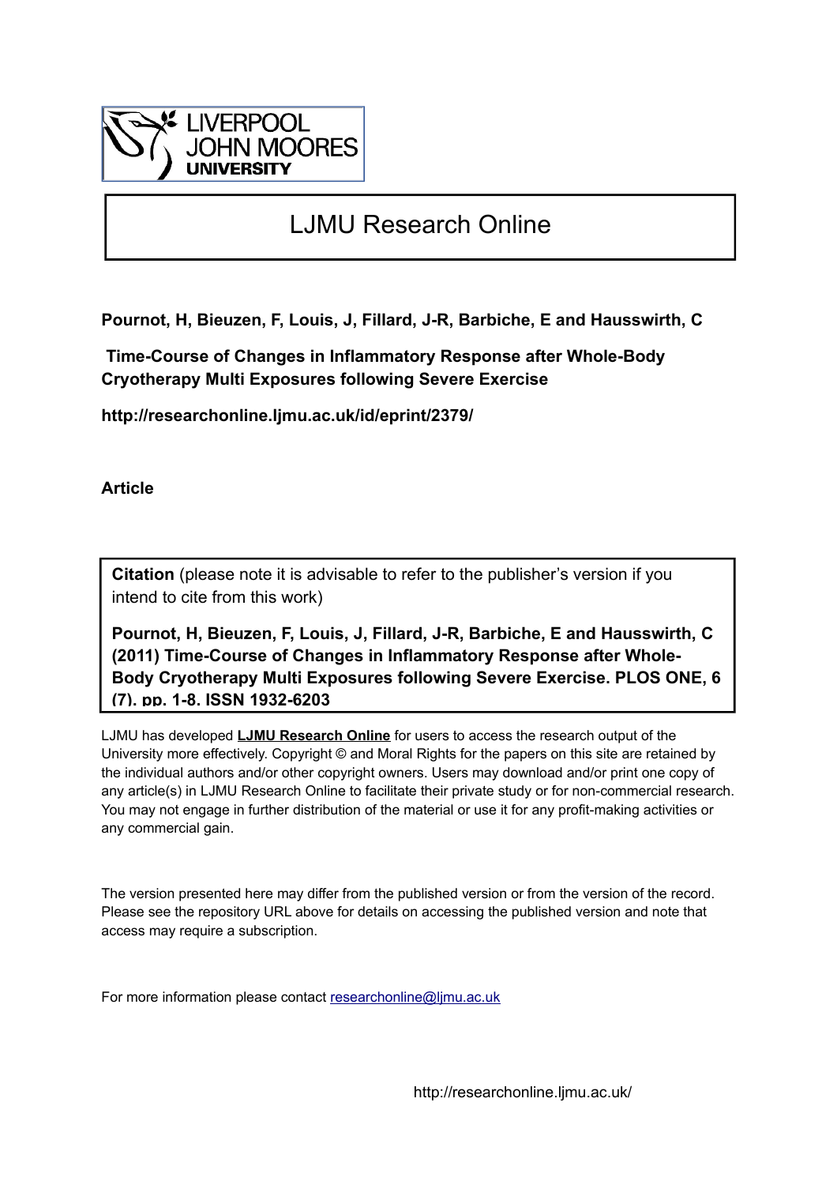LIVERPOOL JOHN MOORES UNIVERSITY

# LJMU Research Online

**Pournot, H, Bieuzen, F, Louis, J, Fillard, J-R, Barbiche, E and Hausswirth, C**

**Time-Course of Changes in Inflammatory Response after Whole-Body Cryotherapy Multi Exposures following Severe Exercise**

**http://researchonline.ljmu.ac.uk/id/eprint/2379/**

**Article**

**Citation** (please note it is advisable to refer to the publisher's version if you intend to cite from this work)

**Pournot, H, Bieuzen, F, Louis, J, Fillard, J-R, Barbiche, E and Hausswirth, C (2011) Time-Course of Changes in Inflammatory Response after Whole-Body Cryotherapy Multi Exposures following Severe Exercise. PLOS ONE, 6 (7). pp. 1-8. ISSN 1932-6203**

LJMU has developed **LJMU Research Online** for users to access the research output of the University more effectively. Copyright © and Moral Rights for the papers on this site are retained by the individual authors and/or other copyright owners. Users may download and/or print one copy of any article(s) in LJMU Research Online to facilitate their private study or for non-commercial research. You may not engage in further distribution of the material or use it for any profit-making activities or any commercial gain.

The version presented here may differ from the published version or from the version of the record. Please see the repository URL above for details on accessing the published version and note that access may require a subscription.

For more information please contact researchonline@ljmu.ac.uk

http://researchonline.ljmu.ac.uk/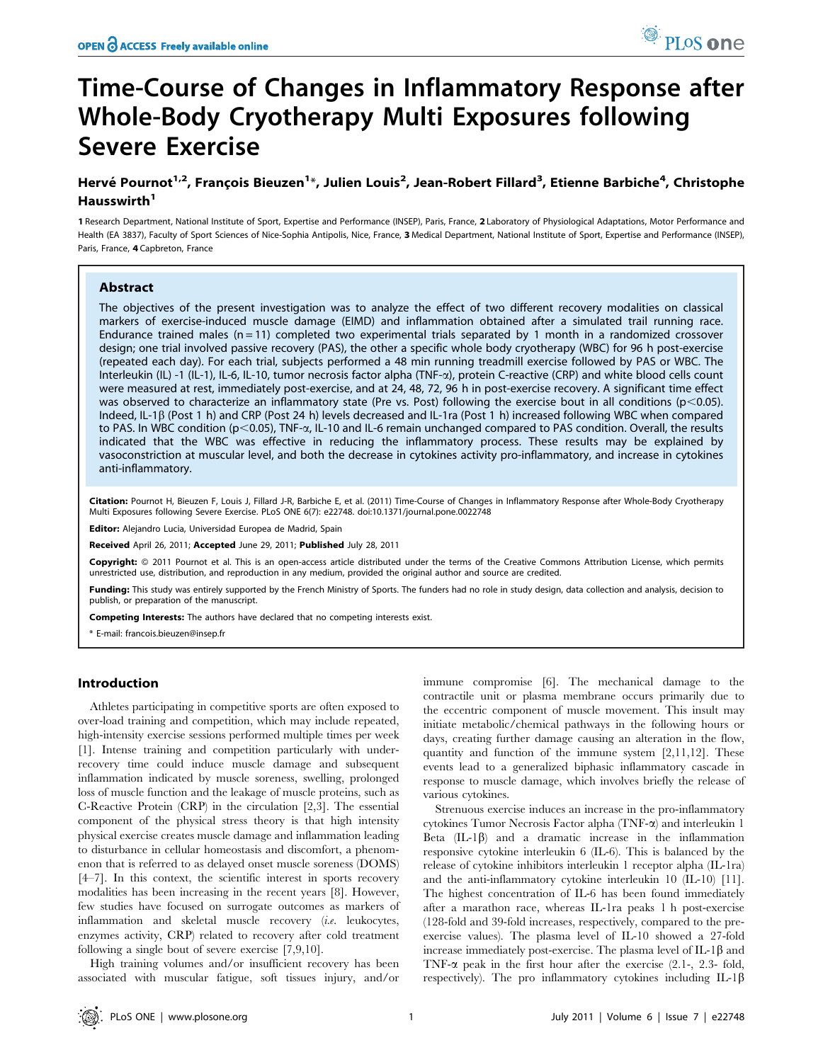# Time-Course of Changes in Inflammatory Response after Whole-Body Cryotherapy Multi Exposures following Severe Exercise

**Hervé Pournot[1,2], François Bieuzen[1]*, Julien Louis[2], Jean-Robert Fillard[3], Etienne Barbiche[4], Christophe Hausswirth[1]**

1 Research Department, National Institute of Sport, Expertise and Performance (INSEP), Paris, France, 2 Laboratory of Physiological Adaptations, Motor Performance and Health (EA 3837), Faculty of Sport Sciences of Nice-Sophia Antipolis, Nice, France, 3 Medical Department, National Institute of Sport, Expertise and Performance (INSEP), Paris, France, 4 Capbreton, France

## Abstract

The objectives of the present investigation was to analyze the effect of two different recovery modalities on classical markers of exercise-induced muscle damage (EIMD) and inflammation obtained after a simulated trail running race. Endurance trained males (n = 11) completed two experimental trials separated by 1 month in a randomized crossover design; one trial involved passive recovery (PAS), the other a specific whole body cryotherapy (WBC) for 96 h post-exercise (repeated each day). For each trial, subjects performed a 48 min running treadmill exercise followed by PAS or WBC. The Interleukin (IL) -1 (IL-1), IL-6, IL-10, tumor necrosis factor alpha (TNF-α), protein C-reactive (CRP) and white blood cells count were measured at rest, immediately post-exercise, and at 24, 48, 72, 96 h in post-exercise recovery. A significant time effect was observed to characterize an inflammatory state (Pre vs. Post) following the exercise bout in all conditions ($p<0.05$). Indeed, IL-1β (Post 1 h) and CRP (Post 24 h) levels decreased and IL-1ra (Post 1 h) increased following WBC when compared to PAS. In WBC condition ($p<0.05$), TNF-α, IL-10 and IL-6 remain unchanged compared to PAS condition. Overall, the results indicated that the WBC was effective in reducing the inflammatory process. These results may be explained by vasoconstriction at muscular level, and both the decrease in cytokines activity pro-inflammatory, and increase in cytokines anti-inflammatory.

**Citation:** Pournot H, Bieuzen F, Louis J, Fillard J-R, Barbiche E, et al. (2011) Time-Course of Changes in Inflammatory Response after Whole-Body Cryotherapy Multi Exposures following Severe Exercise. PLoS ONE 6(7): e22748. doi:10.1371/journal.pone.0022748

**Editor:** Alejandro Lucia, Universidad Europea de Madrid, Spain

**Received** April 26, 2011; **Accepted** June 29, 2011; **Published** July 28, 2011

**Copyright:** © 2011 Pournot et al. This is an open-access article distributed under the terms of the Creative Commons Attribution License, which permits unrestricted use, distribution, and reproduction in any medium, provided the original author and source are credited.

**Funding:** This study was entirely supported by the French Ministry of Sports. The funders had no role in study design, data collection and analysis, decision to publish, or preparation of the manuscript.

**Competing Interests:** The authors have declared that no competing interests exist.

\* E-mail: francois.bieuzen@insep.fr

## Introduction

Athletes participating in competitive sports are often exposed to over-load training and competition, which may include repeated, high-intensity exercise sessions performed multiple times per week [1]. Intense training and competition particularly with under-recovery time could induce muscle damage and subsequent inflammation indicated by muscle soreness, swelling, prolonged loss of muscle function and the leakage of muscle proteins, such as C-Reactive Protein (CRP) in the circulation [2,3]. The essential component of the physical stress theory is that high intensity physical exercise creates muscle damage and inflammation leading to disturbance in cellular homeostasis and discomfort, a phenomenon that is referred to as delayed onset muscle soreness (DOMS) [4–7]. In this context, the scientific interest in sports recovery modalities has been increasing in the recent years [8]. However, few studies have focused on surrogate outcomes as markers of inflammation and skeletal muscle recovery (*i.e.* leukocytes, enzymes activity, CRP) related to recovery after cold treatment following a single bout of severe exercise [7,9,10].

High training volumes and/or insufficient recovery has been associated with muscular fatigue, soft tissues injury, and/or immune compromise [6]. The mechanical damage to the contractile unit or plasma membrane occurs primarily due to the eccentric component of muscle movement. This insult may initiate metabolic/chemical pathways in the following hours or days, creating further damage causing an alteration in the flow, quantity and function of the immune system [2,11,12]. These events lead to a generalized biphasic inflammatory cascade in response to muscle damage, which involves briefly the release of various cytokines.

Strenuous exercise induces an increase in the pro-inflammatory cytokines Tumor Necrosis Factor alpha (TNF-α) and interleukin 1 Beta (IL-1β) and a dramatic increase in the inflammation responsive cytokine interleukin 6 (IL-6). This is balanced by the release of cytokine inhibitors interleukin 1 receptor alpha (IL-1ra) and the anti-inflammatory cytokine interleukin 10 (IL-10) [11]. The highest concentration of IL-6 has been found immediately after a marathon race, whereas IL-1ra peaks 1 h post-exercise (128-fold and 39-fold increases, respectively, compared to the pre-exercise values). The plasma level of IL-10 showed a 27-fold increase immediately post-exercise. The plasma level of IL-1β and TNF-α peak in the first hour after the exercise (2.1-, 2.3- fold, respectively). The pro inflammatory cytokines including IL-1β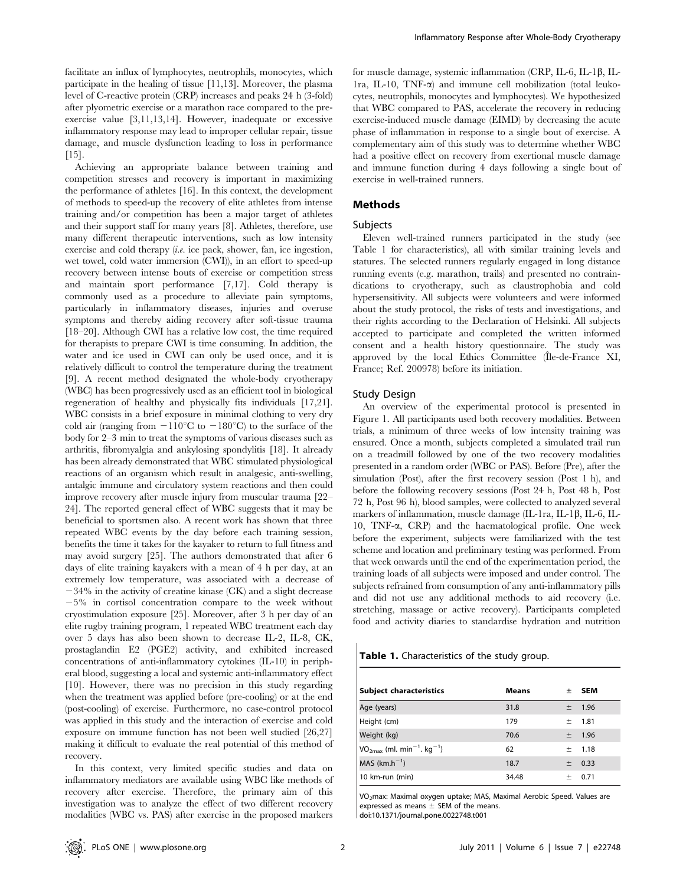facilitate an influx of lymphocytes, neutrophils, monocytes, which participate in the healing of tissue [11,13]. Moreover, the plasma level of C-reactive protein (CRP) increases and peaks 24 h (3-fold) after plyometric exercise or a marathon race compared to the pre-exercise value [3,11,13,14]. However, inadequate or excessive inflammatory response may lead to improper cellular repair, tissue damage, and muscle dysfunction leading to loss in performance [15].

Achieving an appropriate balance between training and competition stresses and recovery is important in maximizing the performance of athletes [16]. In this context, the development of methods to speed-up the recovery of elite athletes from intense training and/or competition has been a major target of athletes and their support staff for many years [8]. Athletes, therefore, use many different therapeutic interventions, such as low intensity exercise and cold therapy (*i.e.* ice pack, shower, fan, ice ingestion, wet towel, cold water immersion (CWI)), in an effort to speed-up recovery between intense bouts of exercise or competition stress and maintain sport performance [7,17]. Cold therapy is commonly used as a procedure to alleviate pain symptoms, particularly in inflammatory diseases, injuries and overuse symptoms and thereby aiding recovery after soft-tissue trauma [18–20]. Although CWI has a relative low cost, the time required for therapists to prepare CWI is time consuming. In addition, the water and ice used in CWI can only be used once, and it is relatively difficult to control the temperature during the treatment [9]. A recent method designated the whole-body cryotherapy (WBC) has been progressively used as an efficient tool in biological regeneration of healthy and physically fits individuals [17,21]. WBC consists in a brief exposure in minimal clothing to very dry cold air (ranging from −110°C to −180°C) to the surface of the body for 2–3 min to treat the symptoms of various diseases such as arthritis, fibromyalgia and ankylosing spondylitis [18]. It already has been already demonstrated that WBC stimulated physiological reactions of an organism which result in analgesic, anti-swelling, antalgic immune and circulatory system reactions and then could improve recovery after muscle injury from muscular trauma [22–24]. The reported general effect of WBC suggests that it may be beneficial to sportsmen also. A recent work has shown that three repeated WBC events by the day before each training session, benefits the time it takes for the kayaker to return to full fitness and may avoid surgery [25]. The authors demonstrated that after 6 days of elite training kayakers with a mean of 4 h per day, at an extremely low temperature, was associated with a decrease of −34% in the activity of creatine kinase (CK) and a slight decrease −5% in cortisol concentration compare to the week without cryostimulation exposure [25]. Moreover, after 3 h per day of an elite rugby training program, 1 repeated WBC treatment each day over 5 days has also been shown to decrease IL-2, IL-8, CK, prostaglandin E2 (PGE2) activity, and exhibited increased concentrations of anti-inflammatory cytokines (IL-10) in peripheral blood, suggesting a local and systemic anti-inflammatory effect [10]. However, there was no precision in this study regarding when the treatment was applied before (pre-cooling) or at the end (post-cooling) of exercise. Furthermore, no case-control protocol was applied in this study and the interaction of exercise and cold exposure on immune function has not been well studied [26,27] making it difficult to evaluate the real potential of this method of recovery.

In this context, very limited specific studies and data on inflammatory mediators are available using WBC like methods of recovery after exercise. Therefore, the primary aim of this investigation was to analyze the effect of two different recovery modalities (WBC vs. PAS) after exercise in the proposed markers for muscle damage, systemic inflammation (CRP, IL-6, IL-1β, IL-1ra, IL-10, TNF-α) and immune cell mobilization (total leukocytes, neutrophils, monocytes and lymphocytes). We hypothesized that WBC compared to PAS, accelerate the recovery in reducing exercise-induced muscle damage (EIMD) by decreasing the acute phase of inflammation in response to a single bout of exercise. A complementary aim of this study was to determine whether WBC had a positive effect on recovery from exertional muscle damage and immune function during 4 days following a single bout of exercise in well-trained runners.

## Methods

### Subjects

Eleven well-trained runners participated in the study (see Table 1 for characteristics), all with similar training levels and statures. The selected runners regularly engaged in long distance running events (e.g. marathon, trails) and presented no contraindications to cryotherapy, such as claustrophobia and cold hypersensitivity. All subjects were volunteers and were informed about the study protocol, the risks of tests and investigations, and their rights according to the Declaration of Helsinki. All subjects accepted to participate and completed the written informed consent and a health history questionnaire. The study was approved by the local Ethics Committee (Île-de-France XI, France; Ref. 200978) before its initiation.

### Study Design

An overview of the experimental protocol is presented in Figure 1. All participants used both recovery modalities. Between trials, a minimum of three weeks of low intensity training was ensured. Once a month, subjects completed a simulated trail run on a treadmill followed by one of the two recovery modalities presented in a random order (WBC or PAS). Before (Pre), after the simulation (Post), after the first recovery session (Post 1 h), and before the following recovery sessions (Post 24 h, Post 48 h, Post 72 h, Post 96 h), blood samples, were collected to analyzed several markers of inflammation, muscle damage (IL-1ra, IL-1β, IL-6, IL-10, TNF-α, CRP) and the haematological profile. One week before the experiment, subjects were familiarized with the test scheme and location and preliminary testing was performed. From that week onwards until the end of the experimentation period, the training loads of all subjects were imposed and under control. The subjects refrained from consumption of any anti-inflammatory pills and did not use any additional methods to aid recovery (i.e. stretching, massage or active recovery). Participants completed food and activity diaries to standardise hydration and nutrition

**Table 1.** Characteristics of the study group.

| Subject characteristics | Means | ± | SEM |
|---|---|---|---|
| Age (years) | 31.8 | ± | 1.96 |
| Height (cm) | 179 | ± | 1.81 |
| Weight (kg) | 70.6 | ± | 1.96 |
| $VO_{2max}$ (ml. $min^{-1}$. $kg^{-1}$) | 62 | ± | 1.18 |
| MAS ($km.h^{-1}$) | 18.7 | ± | 0.33 |
| 10 km-run (min) | 34.48 | ± | 0.71 |

$VO_2$max: Maximal oxygen uptake; MAS, Maximal Aerobic Speed. Values are expressed as means ± SEM of the means.
doi:10.1371/journal.pone.0022748.t001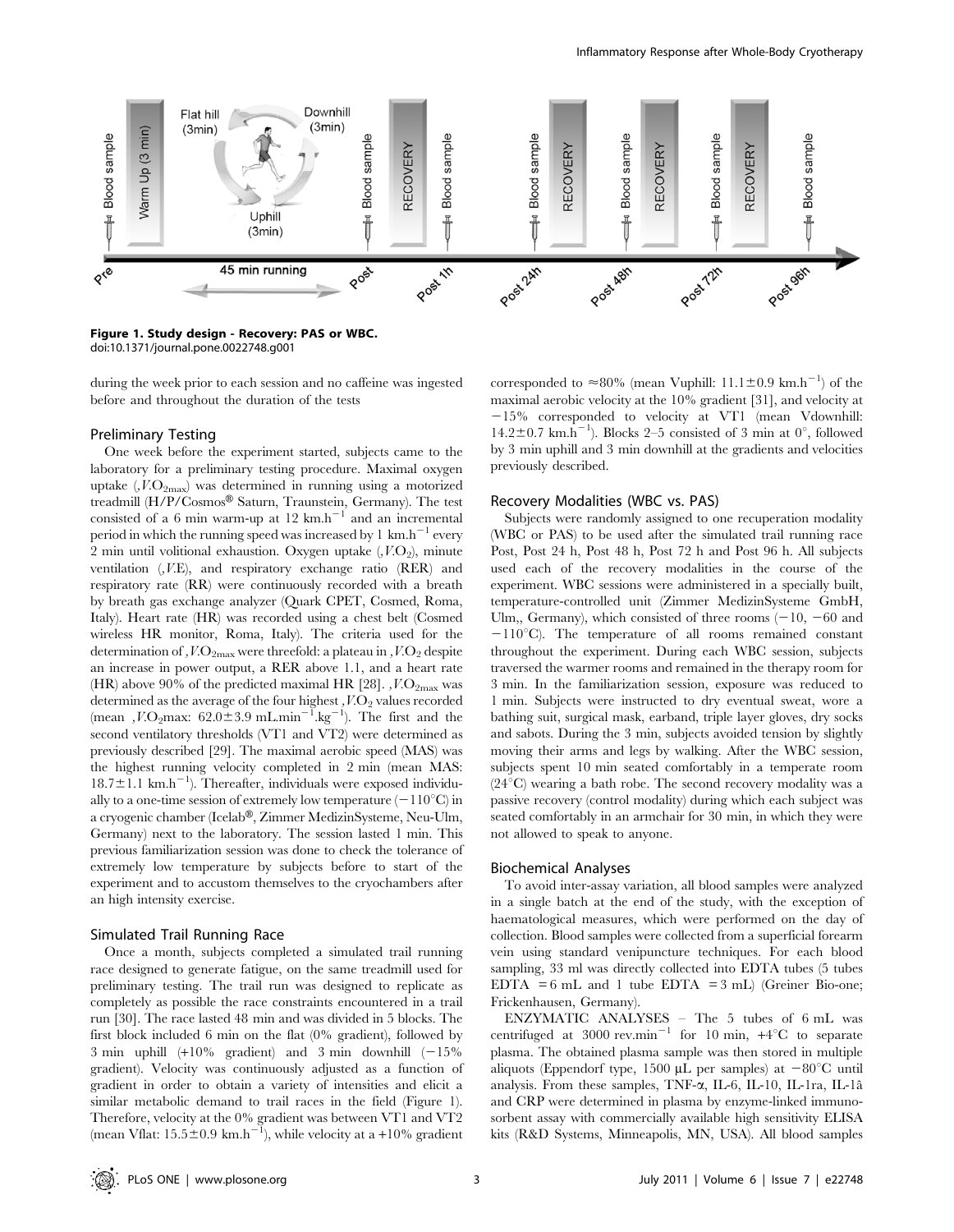**Figure 1. Study design - Recovery: PAS or WBC.**
doi:10.1371/journal.pone.0022748.g001

during the week prior to each session and no caffeine was ingested before and throughout the duration of the tests

### Preliminary Testing

One week before the experiment started, subjects came to the laboratory for a preliminary testing procedure. Maximal oxygen uptake ($\dot{V}O_{2max}$) was determined in running using a motorized treadmill (H/P/Cosmos® Saturn, Traunstein, Germany). The test consisted of a 6 min warm-up at 12 $km.h^{-1}$ and an incremental period in which the running speed was increased by 1 $km.h^{-1}$ every 2 min until volitional exhaustion. Oxygen uptake ($\dot{V}O_2$), minute ventilation ($\dot{V}E$), and respiratory exchange ratio (RER) and respiratory rate (RR) were continuously recorded with a breath by breath gas exchange analyzer (Quark CPET, Cosmed, Roma, Italy). Heart rate (HR) was recorded using a chest belt (Cosmed wireless HR monitor, Roma, Italy). The criteria used for the determination of $\dot{V}O_{2max}$ were threefold: a plateau in $\dot{V}O_2$ despite an increase in power output, a RER above 1.1, and a heart rate (HR) above 90% of the predicted maximal HR [28]. $\dot{V}O_{2max}$ was determined as the average of the four highest $\dot{V}O_2$ values recorded (mean $\dot{V}O_2$max: 62.0±3.9 $mL.min^{-1}.kg^{-1}$). The first and the second ventilatory thresholds (VT1 and VT2) were determined as previously described [29]. The maximal aerobic speed (MAS) was the highest running velocity completed in 2 min (mean MAS: 18.7±1.1 $km.h^{-1}$). Thereafter, individuals were exposed individually to a one-time session of extremely low temperature (−110°C) in a cryogenic chamber (Icelab®, Zimmer MedizinSysteme, Neu-Ulm, Germany) next to the laboratory. The session lasted 1 min. This previous familiarization session was done to check the tolerance of extremely low temperature by subjects before to start of the experiment and to accustom themselves to the cryochambers after an high intensity exercise.

### Simulated Trail Running Race

Once a month, subjects completed a simulated trail running race designed to generate fatigue, on the same treadmill used for preliminary testing. The trail run was designed to replicate as completely as possible the race constraints encountered in a trail run [30]. The race lasted 48 min and was divided in 5 blocks. The first block included 6 min on the flat (0% gradient), followed by 3 min uphill (+10% gradient) and 3 min downhill (−15% gradient). Velocity was continuously adjusted as a function of gradient in order to obtain a variety of intensities and elicit a similar metabolic demand to trail races in the field (Figure 1). Therefore, velocity at the 0% gradient was between VT1 and VT2 (mean Vflat: 15.5±0.9 $km.h^{-1}$), while velocity at a +10% gradient corresponded to ≈80% (mean Vuphill: 11.1±0.9 $km.h^{-1}$) of the maximal aerobic velocity at the 10% gradient [31], and velocity at −15% corresponded to velocity at VT1 (mean Vdownhill: 14.2±0.7 $km.h^{-1}$). Blocks 2–5 consisted of 3 min at 0°, followed by 3 min uphill and 3 min downhill at the gradients and velocities previously described.

### Recovery Modalities (WBC vs. PAS)

Subjects were randomly assigned to one recuperation modality (WBC or PAS) to be used after the simulated trail running race Post, Post 24 h, Post 48 h, Post 72 h and Post 96 h. All subjects used each of the recovery modalities in the course of the experiment. WBC sessions were administered in a specially built, temperature-controlled unit (Zimmer MedizinSysteme GmbH, Ulm,, Germany), which consisted of three rooms (−10, −60 and −110°C). The temperature of all rooms remained constant throughout the experiment. During each WBC session, subjects traversed the warmer rooms and remained in the therapy room for 3 min. In the familiarization session, exposure was reduced to 1 min. Subjects were instructed to dry eventual sweat, wore a bathing suit, surgical mask, earband, triple layer gloves, dry socks and sabots. During the 3 min, subjects avoided tension by slightly moving their arms and legs by walking. After the WBC session, subjects spent 10 min seated comfortably in a temperate room (24°C) wearing a bath robe. The second recovery modality was a passive recovery (control modality) during which each subject was seated comfortably in an armchair for 30 min, in which they were not allowed to speak to anyone.

### Biochemical Analyses

To avoid inter-assay variation, all blood samples were analyzed in a single batch at the end of the study, with the exception of haematological measures, which were performed on the day of collection. Blood samples were collected from a superficial forearm vein using standard venipuncture techniques. For each blood sampling, 33 ml was directly collected into EDTA tubes (5 tubes EDTA = 6 mL and 1 tube EDTA = 3 mL) (Greiner Bio-one; Frickenhausen, Germany).

ENZYMATIC ANALYSES – The 5 tubes of 6 mL was centrifuged at 3000 $rev.min^{-1}$ for 10 min, +4°C to separate plasma. The obtained plasma sample was then stored in multiple aliquots (Eppendorf type, 1500 µL per samples) at −80°C until analysis. From these samples, TNF-α, IL-6, IL-10, IL-1ra, IL-1â and CRP were determined in plasma by enzyme-linked immunosorbent assay with commercially available high sensitivity ELISA kits (R&D Systems, Minneapolis, MN, USA). All blood samples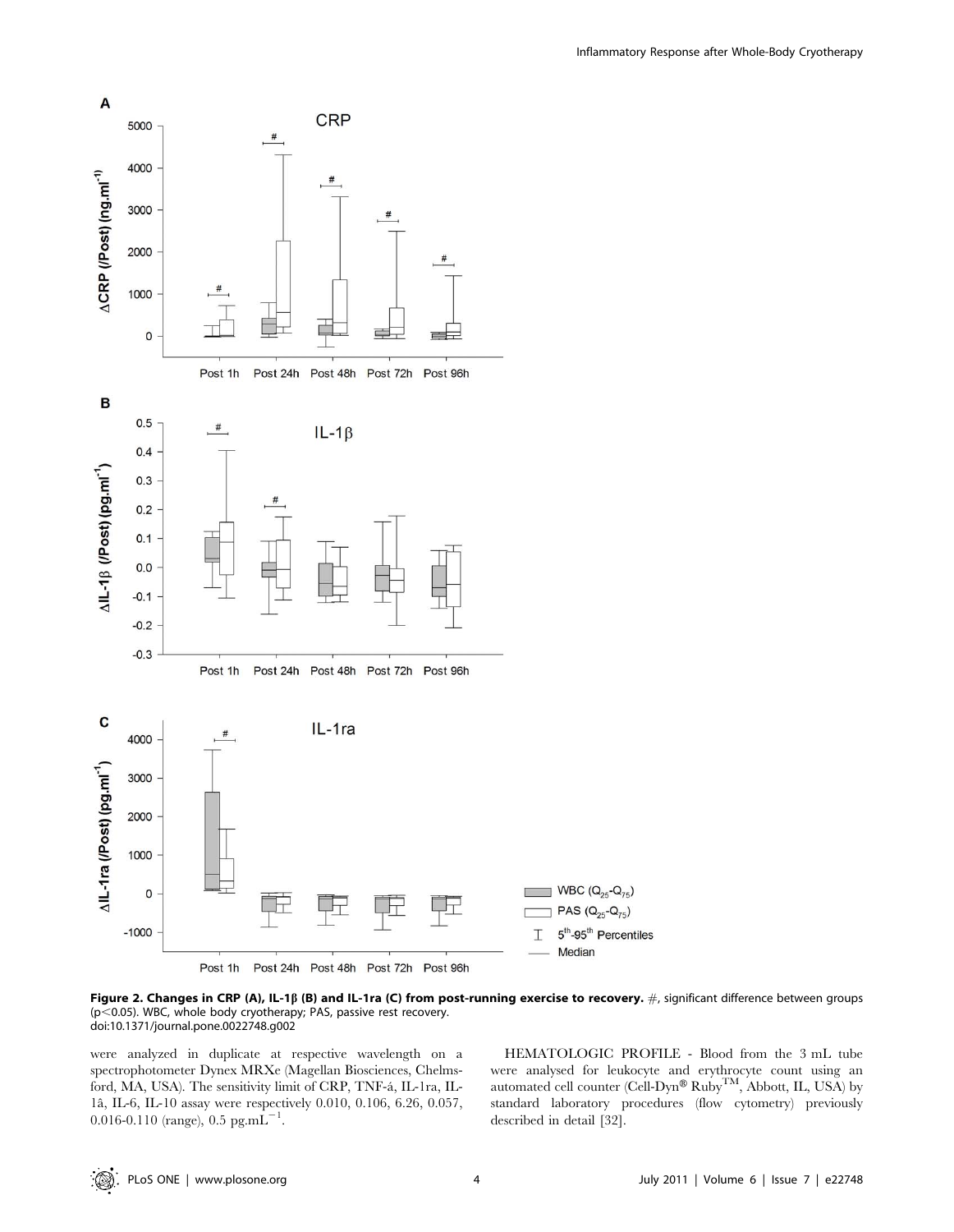**Figure 2. Changes in CRP (A), IL-1β (B) and IL-1ra (C) from post-running exercise to recovery.** #, significant difference between groups ($p<0.05$). WBC, whole body cryotherapy; PAS, passive rest recovery.
doi:10.1371/journal.pone.0022748.g002

were analyzed in duplicate at respective wavelength on a spectrophotometer Dynex MRXe (Magellan Biosciences, Chelmsford, MA, USA). The sensitivity limit of CRP, TNF-á, IL-1ra, IL-1â, IL-6, IL-10 assay were respectively 0.010, 0.106, 6.26, 0.057, 0.016-0.110 (range), 0.5 $pg.mL^{-1}$.

HEMATOLOGIC PROFILE - Blood from the 3 mL tube were analysed for leukocyte and erythrocyte count using an automated cell counter (Cell-Dyn® Ruby™, Abbott, IL, USA) by standard laboratory procedures (flow cytometry) previously described in detail [32].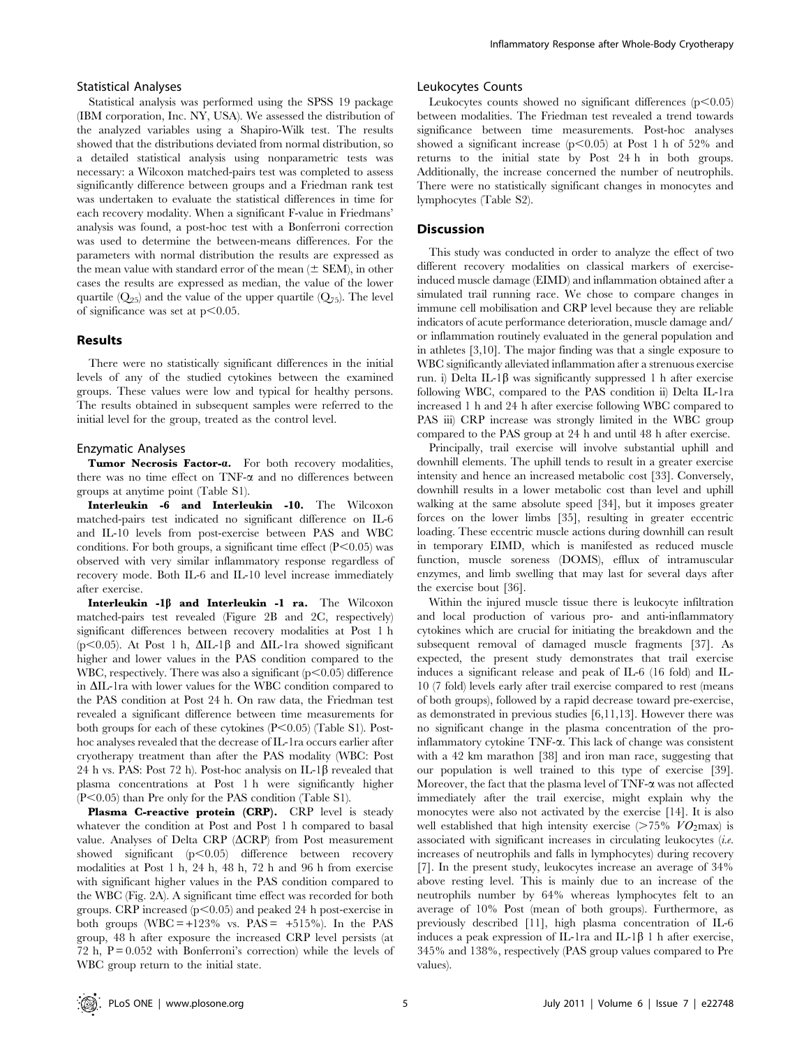### Statistical Analyses

Statistical analysis was performed using the SPSS 19 package (IBM corporation, Inc. NY, USA). We assessed the distribution of the analyzed variables using a Shapiro-Wilk test. The results showed that the distributions deviated from normal distribution, so a detailed statistical analysis using nonparametric tests was necessary: a Wilcoxon matched-pairs test was completed to assess significantly difference between groups and a Friedman rank test was undertaken to evaluate the statistical differences in time for each recovery modality. When a significant F-value in Friedmans' analysis was found, a post-hoc test with a Bonferroni correction was used to determine the between-means differences. For the parameters with normal distribution the results are expressed as the mean value with standard error of the mean (± SEM), in other cases the results are expressed as median, the value of the lower quartile ($Q_{25}$) and the value of the upper quartile ($Q_{75}$). The level of significance was set at $p<0.05$.

## Results

There were no statistically significant differences in the initial levels of any of the studied cytokines between the examined groups. These values were low and typical for healthy persons. The results obtained in subsequent samples were referred to the initial level for the group, treated as the control level.

### Enzymatic Analyses

**Tumor Necrosis Factor-α.** For both recovery modalities, there was no time effect on TNF-α and no differences between groups at anytime point (Table S1).

**Interleukin -6 and Interleukin -10.** The Wilcoxon matched-pairs test indicated no significant difference on IL-6 and IL-10 levels from post-exercise between PAS and WBC conditions. For both groups, a significant time effect ($P<0.05$) was observed with very similar inflammatory response regardless of recovery mode. Both IL-6 and IL-10 level increase immediately after exercise.

**Interleukin -1β and Interleukin -1 ra.** The Wilcoxon matched-pairs test revealed (Figure 2B and 2C, respectively) significant differences between recovery modalities at Post 1 h ($p<0.05$). At Post 1 h, ΔIL-1β and ΔIL-1ra showed significant higher and lower values in the PAS condition compared to the WBC, respectively. There was also a significant ($p<0.05$) difference in ΔIL-1ra with lower values for the WBC condition compared to the PAS condition at Post 24 h. On raw data, the Friedman test revealed a significant difference between time measurements for both groups for each of these cytokines ($P<0.05$) (Table S1). Post-hoc analyses revealed that the decrease of IL-1ra occurs earlier after cryotherapy treatment than after the PAS modality (WBC: Post 24 h vs. PAS: Post 72 h). Post-hoc analysis on IL-1β revealed that plasma concentrations at Post 1 h were significantly higher ($P<0.05$) than Pre only for the PAS condition (Table S1).

**Plasma C-reactive protein (CRP).** CRP level is steady whatever the condition at Post and Post 1 h compared to basal value. Analyses of Delta CRP (ΔCRP) from Post measurement showed significant ($p<0.05$) difference between recovery modalities at Post 1 h, 24 h, 48 h, 72 h and 96 h from exercise with significant higher values in the PAS condition compared to the WBC (Fig. 2A). A significant time effect was recorded for both groups. CRP increased ($p<0.05$) and peaked 24 h post-exercise in both groups (WBC = +123% vs. PAS = +515%). In the PAS group, 48 h after exposure the increased CRP level persists (at 72 h, $P=0.052$ with Bonferroni's correction) while the levels of WBC group return to the initial state.

### Leukocytes Counts

Leukocytes counts showed no significant differences ($p<0.05$) between modalities. The Friedman test revealed a trend towards significance between time measurements. Post-hoc analyses showed a significant increase ($p<0.05$) at Post 1 h of 52% and returns to the initial state by Post 24 h in both groups. Additionally, the increase concerned the number of neutrophils. There were no statistically significant changes in monocytes and lymphocytes (Table S2).

## Discussion

This study was conducted in order to analyze the effect of two different recovery modalities on classical markers of exercise-induced muscle damage (EIMD) and inflammation obtained after a simulated trail running race. We chose to compare changes in immune cell mobilisation and CRP level because they are reliable indicators of acute performance deterioration, muscle damage and/or inflammation routinely evaluated in the general population and in athletes [3,10]. The major finding was that a single exposure to WBC significantly alleviated inflammation after a strenuous exercise run. i) Delta IL-1β was significantly suppressed 1 h after exercise following WBC, compared to the PAS condition ii) Delta IL-1ra increased 1 h and 24 h after exercise following WBC compared to PAS iii) CRP increase was strongly limited in the WBC group compared to the PAS group at 24 h and until 48 h after exercise.

Principally, trail exercise will involve substantial uphill and downhill elements. The uphill tends to result in a greater exercise intensity and hence an increased metabolic cost [33]. Conversely, downhill results in a lower metabolic cost than level and uphill walking at the same absolute speed [34], but it imposes greater forces on the lower limbs [35], resulting in greater eccentric loading. These eccentric muscle actions during downhill can result in temporary EIMD, which is manifested as reduced muscle function, muscle soreness (DOMS), efflux of intramuscular enzymes, and limb swelling that may last for several days after the exercise bout [36].

Within the injured muscle tissue there is leukocyte infiltration and local production of various pro- and anti-inflammatory cytokines which are crucial for initiating the breakdown and the subsequent removal of damaged muscle fragments [37]. As expected, the present study demonstrates that trail exercise induces a significant release and peak of IL-6 (16 fold) and IL-10 (7 fold) levels early after trail exercise compared to rest (means of both groups), followed by a rapid decrease toward pre-exercise, as demonstrated in previous studies [6,11,13]. However there was no significant change in the plasma concentration of the pro-inflammatory cytokine TNF-α. This lack of change was consistent with a 42 km marathon [38] and iron man race, suggesting that our population is well trained to this type of exercise [39]. Moreover, the fact that the plasma level of TNF-α was not affected immediately after the trail exercise, might explain why the monocytes were also not activated by the exercise [14]. It is also well established that high intensity exercise (>75% $VO_2$max) is associated with significant increases in circulating leukocytes (*i.e.* increases of neutrophils and falls in lymphocytes) during recovery [7]. In the present study, leukocytes increase an average of 34% above resting level. This is mainly due to an increase of the neutrophils number by 64% whereas lymphocytes felt to an average of 10% Post (mean of both groups). Furthermore, as previously described [11], high plasma concentration of IL-6 induces a peak expression of IL-1ra and IL-1β 1 h after exercise, 345% and 138%, respectively (PAS group values compared to Pre values).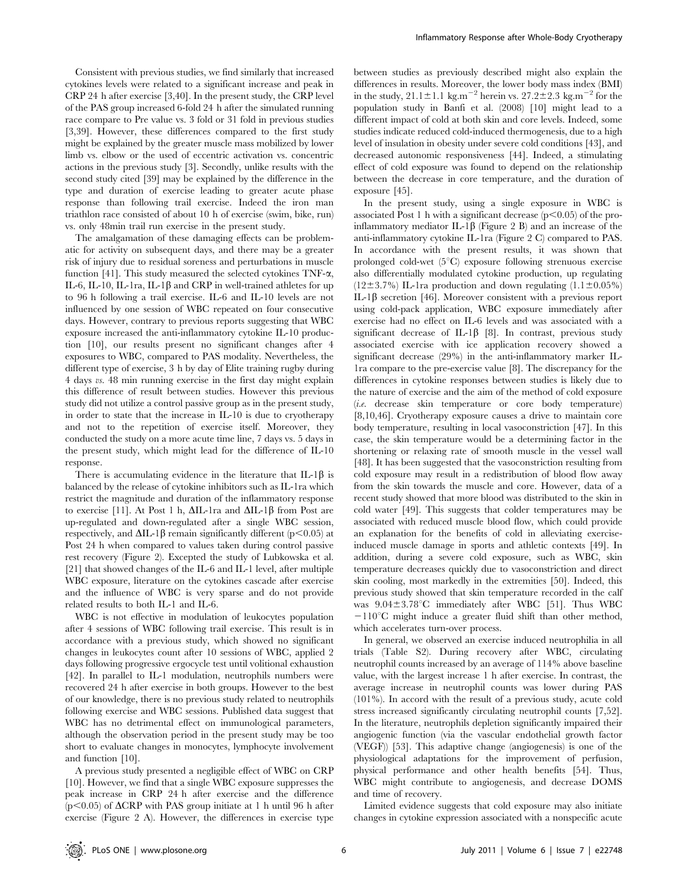Consistent with previous studies, we find similarly that increased cytokines levels were related to a significant increase and peak in CRP 24 h after exercise [3,40]. In the present study, the CRP level of the PAS group increased 6-fold 24 h after the simulated running race compare to Pre value vs. 3 fold or 31 fold in previous studies [3,39]. However, these differences compared to the first study might be explained by the greater muscle mass mobilized by lower limb vs. elbow or the used of eccentric activation vs. concentric actions in the previous study [3]. Secondly, unlike results with the second study cited [39] may be explained by the difference in the type and duration of exercise leading to greater acute phase response than following trail exercise. Indeed the iron man triathlon race consisted of about 10 h of exercise (swim, bike, run) vs. only 48min trail run exercise in the present study.

The amalgamation of these damaging effects can be problematic for activity on subsequent days, and there may be a greater risk of injury due to residual soreness and perturbations in muscle function [41]. This study measured the selected cytokines TNF-α, IL-6, IL-10, IL-1ra, IL-1β and CRP in well-trained athletes for up to 96 h following a trail exercise. IL-6 and IL-10 levels are not influenced by one session of WBC repeated on four consecutive days. However, contrary to previous reports suggesting that WBC exposure increased the anti-inflammatory cytokine IL-10 production [10], our results present no significant changes after 4 exposures to WBC, compared to PAS modality. Nevertheless, the different type of exercise, 3 h by day of Elite training rugby during 4 days *vs.* 48 min running exercise in the first day might explain this difference of result between studies. However this previous study did not utilize a control passive group as in the present study, in order to state that the increase in IL-10 is due to cryotherapy and not to the repetition of exercise itself. Moreover, they conducted the study on a more acute time line, 7 days vs. 5 days in the present study, which might lead for the difference of IL-10 response.

There is accumulating evidence in the literature that IL-1β is balanced by the release of cytokine inhibitors such as IL-1ra which restrict the magnitude and duration of the inflammatory response to exercise [11]. At Post 1 h, ΔIL-1ra and ΔIL-1β from Post are up-regulated and down-regulated after a single WBC session, respectively, and ΔIL-1β remain significantly different ($p<0.05$) at Post 24 h when compared to values taken during control passive rest recovery (Figure 2). Excepted the study of Lubkowska et al. [21] that showed changes of the IL-6 and IL-1 level, after multiple WBC exposure, literature on the cytokines cascade after exercise and the influence of WBC is very sparse and do not provide related results to both IL-1 and IL-6.

WBC is not effective in modulation of leukocytes population after 4 sessions of WBC following trail exercise. This result is in accordance with a previous study, which showed no significant changes in leukocytes count after 10 sessions of WBC, applied 2 days following progressive ergocycle test until volitional exhaustion [42]. In parallel to IL-1 modulation, neutrophils numbers were recovered 24 h after exercise in both groups. However to the best of our knowledge, there is no previous study related to neutrophils following exercise and WBC sessions. Published data suggest that WBC has no detrimental effect on immunological parameters, although the observation period in the present study may be too short to evaluate changes in monocytes, lymphocyte involvement and function [10].

A previous study presented a negligible effect of WBC on CRP [10]. However, we find that a single WBC exposure suppresses the peak increase in CRP 24 h after exercise and the difference ($p<0.05$) of ΔCRP with PAS group initiate at 1 h until 96 h after exercise (Figure 2 A). However, the differences in exercise type between studies as previously described might also explain the differences in results. Moreover, the lower body mass index (BMI) in the study, $21.1\pm1.1$ kg.m$^{-2}$ herein vs. $27.2\pm2.3$ kg.m$^{-2}$ for the population study in Banfi et al. (2008) [10] might lead to a different impact of cold at both skin and core levels. Indeed, some studies indicate reduced cold-induced thermogenesis, due to a high level of insulation in obesity under severe cold conditions [43], and decreased autonomic responsiveness [44]. Indeed, a stimulating effect of cold exposure was found to depend on the relationship between the decrease in core temperature, and the duration of exposure [45].

In the present study, using a single exposure in WBC is associated Post 1 h with a significant decrease ($p<0.05$) of the pro-inflammatory mediator IL-1β (Figure 2 B) and an increase of the anti-inflammatory cytokine IL-1ra (Figure 2 C) compared to PAS. In accordance with the present results, it was shown that prolonged cold-wet (5°C) exposure following strenuous exercise also differentially modulated cytokine production, up regulating ($12\pm3.7$%) IL-1ra production and down regulating ($1.1\pm0.05$%) IL-1β secretion [46]. Moreover consistent with a previous report using cold-pack application, WBC exposure immediately after exercise had no effect on IL-6 levels and was associated with a significant decrease of IL-1β [8]. In contrast, previous study associated exercise with ice application recovery showed a significant decrease (29%) in the anti-inflammatory marker IL-1ra compare to the pre-exercise value [8]. The discrepancy for the differences in cytokine responses between studies is likely due to the nature of exercise and the aim of the method of cold exposure (*i.e.* decrease skin temperature or core body temperature) [8,10,46]. Cryotherapy exposure causes a drive to maintain core body temperature, resulting in local vasoconstriction [47]. In this case, the skin temperature would be a determining factor in the shortening or relaxing rate of smooth muscle in the vessel wall [48]. It has been suggested that the vasoconstriction resulting from cold exposure may result in a redistribution of blood flow away from the skin towards the muscle and core. However, data of a recent study showed that more blood was distributed to the skin in cold water [49]. This suggests that colder temperatures may be associated with reduced muscle blood flow, which could provide an explanation for the benefits of cold in alleviating exercise-induced muscle damage in sports and athletic contexts [49]. In addition, during a severe cold exposure, such as WBC, skin temperature decreases quickly due to vasoconstriction and direct skin cooling, most markedly in the extremities [50]. Indeed, this previous study showed that skin temperature recorded in the calf was $9.04\pm3.78$°C immediately after WBC [51]. Thus WBC −110°C might induce a greater fluid shift than other method, which accelerates turn-over process.

In general, we observed an exercise induced neutrophilia in all trials (Table S2). During recovery after WBC, circulating neutrophil counts increased by an average of 114% above baseline value, with the largest increase 1 h after exercise. In contrast, the average increase in neutrophil counts was lower during PAS (101%). In accord with the result of a previous study, acute cold stress increased significantly circulating neutrophil counts [7,52]. In the literature, neutrophils depletion significantly impaired their angiogenic function (via the vascular endothelial growth factor (VEGF)) [53]. This adaptive change (angiogenesis) is one of the physiological adaptations for the improvement of perfusion, physical performance and other health benefits [54]. Thus, WBC might contribute to angiogenesis, and decrease DOMS and time of recovery.

Limited evidence suggests that cold exposure may also initiate changes in cytokine expression associated with a nonspecific acute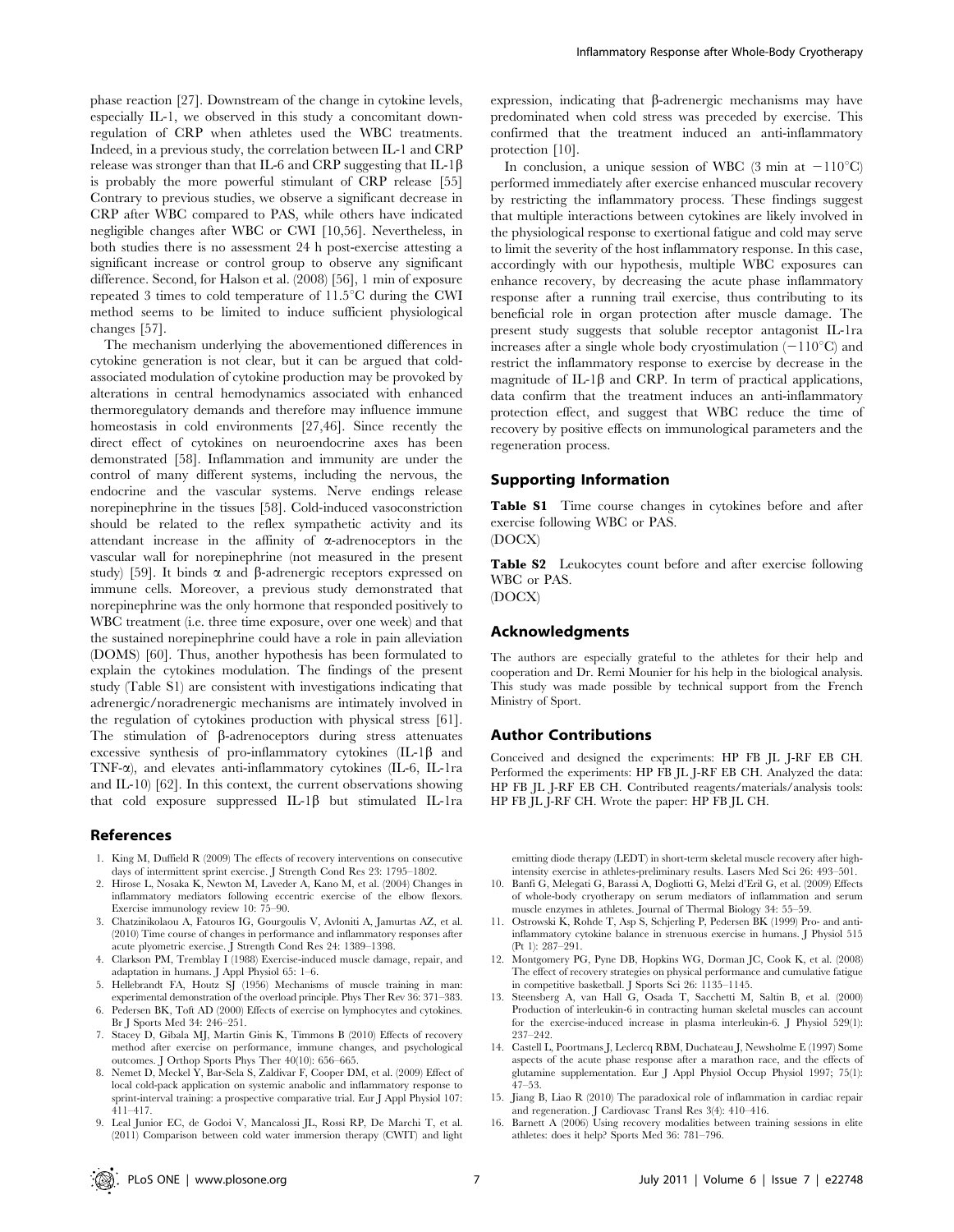phase reaction [27]. Downstream of the change in cytokine levels, especially IL-1, we observed in this study a concomitant downregulation of CRP when athletes used the WBC treatments. Indeed, in a previous study, the correlation between IL-1 and CRP release was stronger than that IL-6 and CRP suggesting that IL-1β is probably the more powerful stimulant of CRP release [55] Contrary to previous studies, we observe a significant decrease in CRP after WBC compared to PAS, while others have indicated negligible changes after WBC or CWI [10,56]. Nevertheless, in both studies there is no assessment 24 h post-exercise attesting a significant increase or control group to observe any significant difference. Second, for Halson et al. (2008) [56], 1 min of exposure repeated 3 times to cold temperature of 11.5°C during the CWI method seems to be limited to induce sufficient physiological changes [57].

The mechanism underlying the abovementioned differences in cytokine generation is not clear, but it can be argued that cold-associated modulation of cytokine production may be provoked by alterations in central hemodynamics associated with enhanced thermoregulatory demands and therefore may influence immune homeostasis in cold environments [27,46]. Since recently the direct effect of cytokines on neuroendocrine axes has been demonstrated [58]. Inflammation and immunity are under the control of many different systems, including the nervous, the endocrine and the vascular systems. Nerve endings release norepinephrine in the tissues [58]. Cold-induced vasoconstriction should be related to the reflex sympathetic activity and its attendant increase in the affinity of α-adrenoceptors in the vascular wall for norepinephrine (not measured in the present study) [59]. It binds α and β-adrenergic receptors expressed on immune cells. Moreover, a previous study demonstrated that norepinephrine was the only hormone that responded positively to WBC treatment (i.e. three time exposure, over one week) and that the sustained norepinephrine could have a role in pain alleviation (DOMS) [60]. Thus, another hypothesis has been formulated to explain the cytokines modulation. The findings of the present study (Table S1) are consistent with investigations indicating that adrenergic/noradrenergic mechanisms are intimately involved in the regulation of cytokines production with physical stress [61]. The stimulation of β-adrenoceptors during stress attenuates excessive synthesis of pro-inflammatory cytokines (IL-1β and TNF-α), and elevates anti-inflammatory cytokines (IL-6, IL-1ra and IL-10) [62]. In this context, the current observations showing that cold exposure suppressed IL-1β but stimulated IL-1ra expression, indicating that β-adrenergic mechanisms may have predominated when cold stress was preceded by exercise. This confirmed that the treatment induced an anti-inflammatory protection [10].

In conclusion, a unique session of WBC (3 min at −110°C) performed immediately after exercise enhanced muscular recovery by restricting the inflammatory process. These findings suggest that multiple interactions between cytokines are likely involved in the physiological response to exertional fatigue and cold may serve to limit the severity of the host inflammatory response. In this case, accordingly with our hypothesis, multiple WBC exposures can enhance recovery, by decreasing the acute phase inflammatory response after a running trail exercise, thus contributing to its beneficial role in organ protection after muscle damage. The present study suggests that soluble receptor antagonist IL-1ra increases after a single whole body cryostimulation (−110°C) and restrict the inflammatory response to exercise by decrease in the magnitude of IL-1β and CRP. In term of practical applications, data confirm that the treatment induces an anti-inflammatory protection effect, and suggest that WBC reduce the time of recovery by positive effects on immunological parameters and the regeneration process.

## Supporting Information

**Table S1** Time course changes in cytokines before and after exercise following WBC or PAS.
(DOCX)

**Table S2** Leukocytes count before and after exercise following WBC or PAS.
(DOCX)

## Acknowledgments

The authors are especially grateful to the athletes for their help and cooperation and Dr. Remi Mounier for his help in the biological analysis. This study was made possible by technical support from the French Ministry of Sport.

## Author Contributions

Conceived and designed the experiments: HP FB JL J-RF EB CH. Performed the experiments: HP FB JL J-RF EB CH. Analyzed the data: HP FB JL J-RF EB CH. Contributed reagents/materials/analysis tools: HP FB JL J-RF CH. Wrote the paper: HP FB JL CH.

## References

1. King M, Duffield R (2009) The effects of recovery interventions on consecutive days of intermittent sprint exercise. J Strength Cond Res 23: 1795–1802.
2. Hirose L, Nosaka K, Newton M, Laveder A, Kano M, et al. (2004) Changes in inflammatory mediators following eccentric exercise of the elbow flexors. Exercise immunology review 10: 75–90.
3. Chatzinikolaou A, Fatouros IG, Gourgoulis V, Avloniti A, Jamurtas AZ, et al. (2010) Time course of changes in performance and inflammatory responses after acute plyometric exercise. J Strength Cond Res 24: 1389–1398.
4. Clarkson PM, Tremblay I (1988) Exercise-induced muscle damage, repair, and adaptation in humans. J Appl Physiol 65: 1–6.
5. Hellebrandt FA, Houtz SJ (1956) Mechanisms of muscle training in man: experimental demonstration of the overload principle. Phys Ther Rev 36: 371–383.
6. Pedersen BK, Toft AD (2000) Effects of exercise on lymphocytes and cytokines. Br J Sports Med 34: 246–251.
7. Stacey D, Gibala MJ, Martin Ginis K, Timmons B (2010) Effects of recovery method after exercise on performance, immune changes, and psychological outcomes. J Orthop Sports Phys Ther 40(10): 656–665.
8. Nemet D, Meckel Y, Bar-Sela S, Zaldivar F, Cooper DM, et al. (2009) Effect of local cold-pack application on systemic anabolic and inflammatory response to sprint-interval training: a prospective comparative trial. Eur J Appl Physiol 107: 411–417.
9. Leal Junior EC, de Godoi V, Mancalossi JL, Rossi RP, De Marchi T, et al. (2011) Comparison between cold water immersion therapy (CWIT) and light emitting diode therapy (LEDT) in short-term skeletal muscle recovery after high-intensity exercise in athletes-preliminary results. Lasers Med Sci 26: 493–501.
10. Banfi G, Melegati G, Barassi A, Dogliotti G, Melzi d'Eril G, et al. (2009) Effects of whole-body cryotherapy on serum mediators of inflammation and serum muscle enzymes in athletes. Journal of Thermal Biology 34: 55–59.
11. Ostrowski K, Rohde T, Asp S, Schjerling P, Pedersen BK (1999) Pro- and anti-inflammatory cytokine balance in strenuous exercise in humans. J Physiol 515 (Pt 1): 287–291.
12. Montgomery PG, Pyne DB, Hopkins WG, Dorman JC, Cook K, et al. (2008) The effect of recovery strategies on physical performance and cumulative fatigue in competitive basketball. J Sports Sci 26: 1135–1145.
13. Steensberg A, van Hall G, Osada T, Sacchetti M, Saltin B, et al. (2000) Production of interleukin-6 in contracting human skeletal muscles can account for the exercise-induced increase in plasma interleukin-6. J Physiol 529(1): 237–242.
14. Castell L, Poortmans J, Leclercq RBM, Duchateau J, Newsholme E (1997) Some aspects of the acute phase response after a marathon race, and the effects of glutamine supplementation. Eur J Appl Physiol Occup Physiol 1997; 75(1): 47–53.
15. Jiang B, Liao R (2010) The paradoxical role of inflammation in cardiac repair and regeneration. J Cardiovasc Transl Res 3(4): 410–416.
16. Barnett A (2006) Using recovery modalities between training sessions in elite athletes: does it help? Sports Med 36: 781–796.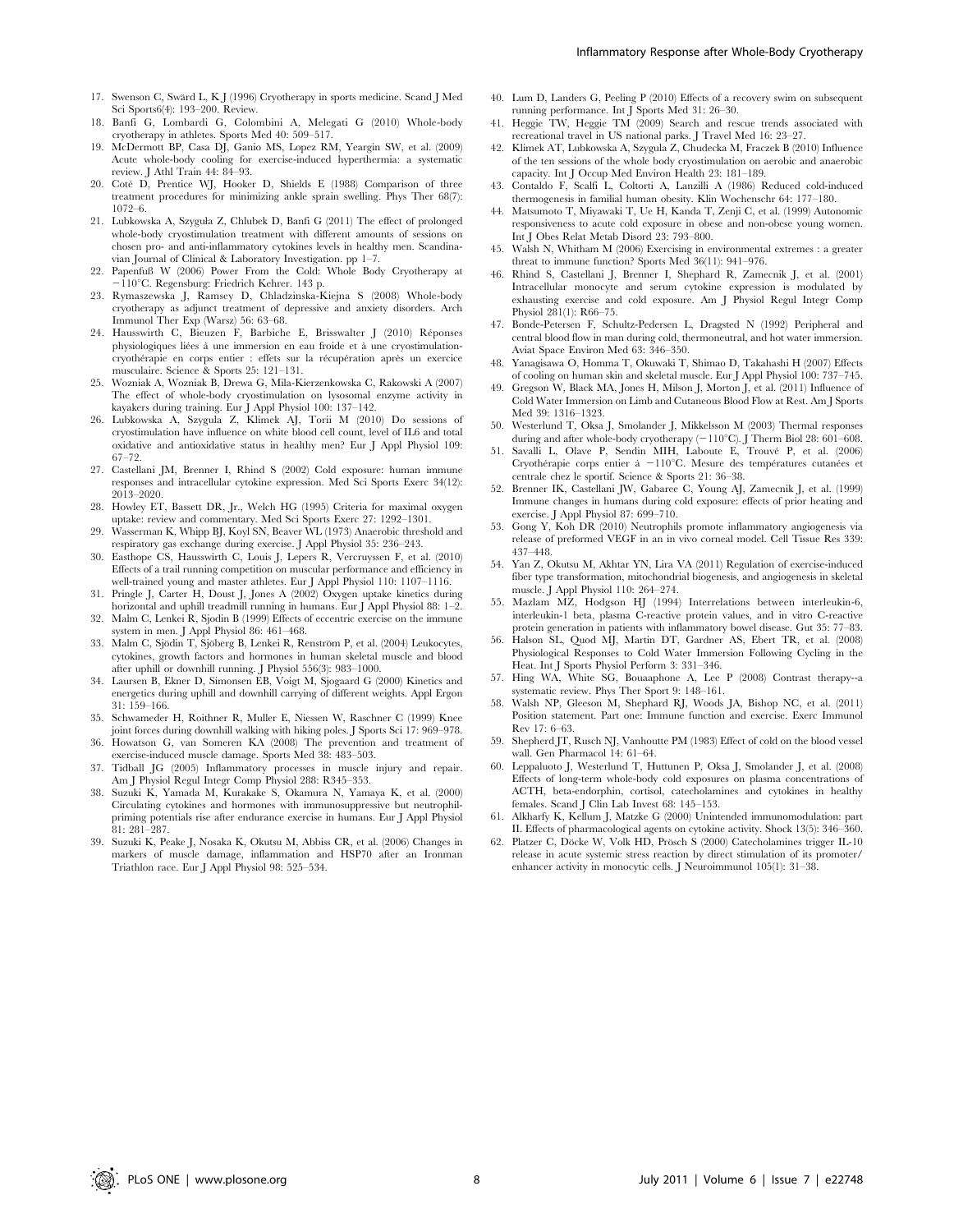17. Swenson C, Swärd L, K J (1996) Cryotherapy in sports medicine. Scand J Med Sci Sports6(4): 193–200. Review.
18. Banfi G, Lombardi G, Colombini A, Melegati G (2010) Whole-body cryotherapy in athletes. Sports Med 40: 509–517.
19. McDermott BP, Casa DJ, Ganio MS, Lopez RM, Yeargin SW, et al. (2009) Acute whole-body cooling for exercise-induced hyperthermia: a systematic review. J Athl Train 44: 84–93.
20. Coté D, Prentice WJ, Hooker D, Shields E (1988) Comparison of three treatment procedures for minimizing ankle sprain swelling. Phys Ther 68(7): 1072–6.
21. Lubkowska A, Szygula Z, Chlubek D, Banfi G (2011) The effect of prolonged whole-body cryostimulation treatment with different amounts of sessions on chosen pro- and anti-inflammatory cytokines levels in healthy men. Scandinavian Journal of Clinical & Laboratory Investigation. pp 1–7.
22. Papenfuß W (2006) Power From the Cold: Whole Body Cryotherapy at −110°C. Regensburg: Friedrich Kehrer. 143 p.
23. Rymaszewska J, Ramsey D, Chladzinska-Kiejna S (2008) Whole-body cryotherapy as adjunct treatment of depressive and anxiety disorders. Arch Immunol Ther Exp (Warsz) 56: 63–68.
24. Hausswirth C, Bieuzen F, Barbiche E, Brisswalter J (2010) Réponses physiologiques liées à une immersion en eau froide et à une cryostimulation-cryothérapie en corps entier : effets sur la récupération après un exercice musculaire. Science & Sports 25: 121–131.
25. Wozniak A, Wozniak B, Drewa G, Mila-Kierzenkowska C, Rakowski A (2007) The effect of whole-body cryostimulation on lysosomal enzyme activity in kayakers during training. Eur J Appl Physiol 100: 137–142.
26. Lubkowska A, Szygula Z, Klimek AJ, Torii M (2010) Do sessions of cryostimulation have influence on white blood cell count, level of IL6 and total oxidative and antioxidative status in healthy men? Eur J Appl Physiol 109: 67–72.
27. Castellani JM, Brenner I, Rhind S (2002) Cold exposure: human immune responses and intracellular cytokine expression. Med Sci Sports Exerc 34(12): 2013–2020.
28. Howley ET, Bassett DR, Jr., Welch HG (1995) Criteria for maximal oxygen uptake: review and commentary. Med Sci Sports Exerc 27: 1292–1301.
29. Wasserman K, Whipp BJ, Koyl SN, Beaver WL (1973) Anaerobic threshold and respiratory gas exchange during exercise. J Appl Physiol 35: 236–243.
30. Easthope CS, Hausswirth C, Louis J, Lepers R, Vercruyssen F, et al. (2010) Effects of a trail running competition on muscular performance and efficiency in well-trained young and master athletes. Eur J Appl Physiol 110: 1107–1116.
31. Pringle J, Carter H, Doust J, Jones A (2002) Oxygen uptake kinetics during horizontal and uphill treadmill running in humans. Eur J Appl Physiol 88: 1–2.
32. Malm C, Lenkei R, Sjodin B (1999) Effects of eccentric exercise on the immune system in men. J Appl Physiol 86: 461–468.
33. Malm C, Sjödin T, Sjöberg B, Lenkei R, Renström P, et al. (2004) Leukocytes, cytokines, growth factors and hormones in human skeletal muscle and blood after uphill or downhill running. J Physiol 556(3): 983–1000.
34. Laursen B, Ekner D, Simonsen EB, Voigt M, Sjogaard G (2000) Kinetics and energetics during uphill and downhill carrying of different weights. Appl Ergon 31: 159–166.
35. Schwameder H, Roithner R, Muller E, Niessen W, Raschner C (1999) Knee joint forces during downhill walking with hiking poles. J Sports Sci 17: 969–978.
36. Howatson G, van Someren KA (2008) The prevention and treatment of exercise-induced muscle damage. Sports Med 38: 483–503.
37. Tidball JG (2005) Inflammatory processes in muscle injury and repair. Am J Physiol Regul Integr Comp Physiol 288: R345–353.
38. Suzuki K, Yamada M, Kurakake S, Okamura N, Yamaya K, et al. (2000) Circulating cytokines and hormones with immunosuppressive but neutrophil-priming potentials rise after endurance exercise in humans. Eur J Appl Physiol 81: 281–287.
39. Suzuki K, Peake J, Nosaka K, Okutsu M, Abbiss CR, et al. (2006) Changes in markers of muscle damage, inflammation and HSP70 after an Ironman Triathlon race. Eur J Appl Physiol 98: 525–534.
40. Lum D, Landers G, Peeling P (2010) Effects of a recovery swim on subsequent running performance. Int J Sports Med 31: 26–30.
41. Heggie TW, Heggie TM (2009) Search and rescue trends associated with recreational travel in US national parks. J Travel Med 16: 23–27.
42. Klimek AT, Lubkowska A, Szygula Z, Chudecka M, Fraczek B (2010) Influence of the ten sessions of the whole body cryostimulation on aerobic and anaerobic capacity. Int J Occup Med Environ Health 23: 181–189.
43. Contaldo F, Scalfi L, Coltorti A, Lanzilli A (1986) Reduced cold-induced thermogenesis in familial human obesity. Klin Wochenschr 64: 177–180.
44. Matsumoto T, Miyawaki T, Ue H, Kanda T, Zenji C, et al. (1999) Autonomic responsiveness to acute cold exposure in obese and non-obese young women. Int J Obes Relat Metab Disord 23: 793–800.
45. Walsh N, Whitham M (2006) Exercising in environmental extremes : a greater threat to immune function? Sports Med 36(11): 941–976.
46. Rhind S, Castellani J, Brenner I, Shephard R, Zamecnik J, et al. (2001) Intracellular monocyte and serum cytokine expression is modulated by exhausting exercise and cold exposure. Am J Physiol Regul Integr Comp Physiol 281(1): R66–75.
47. Bonde-Petersen F, Schultz-Pedersen L, Dragsted N (1992) Peripheral and central blood flow in man during cold, thermoneutral, and hot water immersion. Aviat Space Environ Med 63: 346–350.
48. Yanagisawa O, Homma T, Okuwaki T, Shimao D, Takahashi H (2007) Effects of cooling on human skin and skeletal muscle. Eur J Appl Physiol 100: 737–745.
49. Gregson W, Black MA, Jones H, Milson J, Morton J, et al. (2011) Influence of Cold Water Immersion on Limb and Cutaneous Blood Flow at Rest. Am J Sports Med 39: 1316–1323.
50. Westerlund T, Oksa J, Smolander J, Mikkelsson M (2003) Thermal responses during and after whole-body cryotherapy (−110°C). J Therm Biol 28: 601–608.
51. Savalli L, Olave P, Sendin MIH, Laboute E, Trouvé P, et al. (2006) Cryothérapie corps entier à −110°C. Mesure des températures cutanées et centrale chez le sportif. Science & Sports 21: 36–38.
52. Brenner IK, Castellani JW, Gabaree C, Young AJ, Zamecnik J, et al. (1999) Immune changes in humans during cold exposure: effects of prior heating and exercise. J Appl Physiol 87: 699–710.
53. Gong Y, Koh DR (2010) Neutrophils promote inflammatory angiogenesis via release of preformed VEGF in an in vivo corneal model. Cell Tissue Res 339: 437–448.
54. Yan Z, Okutsu M, Akhtar YN, Lira VA (2011) Regulation of exercise-induced fiber type transformation, mitochondrial biogenesis, and angiogenesis in skeletal muscle. J Appl Physiol 110: 264–274.
55. Mazlam MZ, Hodgson HJ (1994) Interrelations between interleukin-6, interleukin-1 beta, plasma C-reactive protein values, and in vitro C-reactive protein generation in patients with inflammatory bowel disease. Gut 35: 77–83.
56. Halson SL, Quod MJ, Martin DT, Gardner AS, Ebert TR, et al. (2008) Physiological Responses to Cold Water Immersion Following Cycling in the Heat. Int J Sports Physiol Perform 3: 331–346.
57. Hing WA, White SG, Bouaaphone A, Lee P (2008) Contrast therapy--a systematic review. Phys Ther Sport 9: 148–161.
58. Walsh NP, Gleeson M, Shephard RJ, Woods JA, Bishop NC, et al. (2011) Position statement. Part one: Immune function and exercise. Exerc Immunol Rev 17: 6–63.
59. Shepherd JT, Rusch NJ, Vanhoutte PM (1983) Effect of cold on the blood vessel wall. Gen Pharmacol 14: 61–64.
60. Leppaluoto J, Westerlund T, Huttunen P, Oksa J, Smolander J, et al. (2008) Effects of long-term whole-body cold exposures on plasma concentrations of ACTH, beta-endorphin, cortisol, catecholamines and cytokines in healthy females. Scand J Clin Lab Invest 68: 145–153.
61. Alkharfy K, Kellum J, Matzke G (2000) Unintended immunomodulation: part II. Effects of pharmacological agents on cytokine activity. Shock 13(5): 346–360.
62. Platzer C, Döcke W, Volk HD, Prösch S (2000) Catecholamines trigger IL-10 release in acute systemic stress reaction by direct stimulation of its promoter/enhancer activity in monocytic cells. J Neuroimmunol 105(1): 31–38.